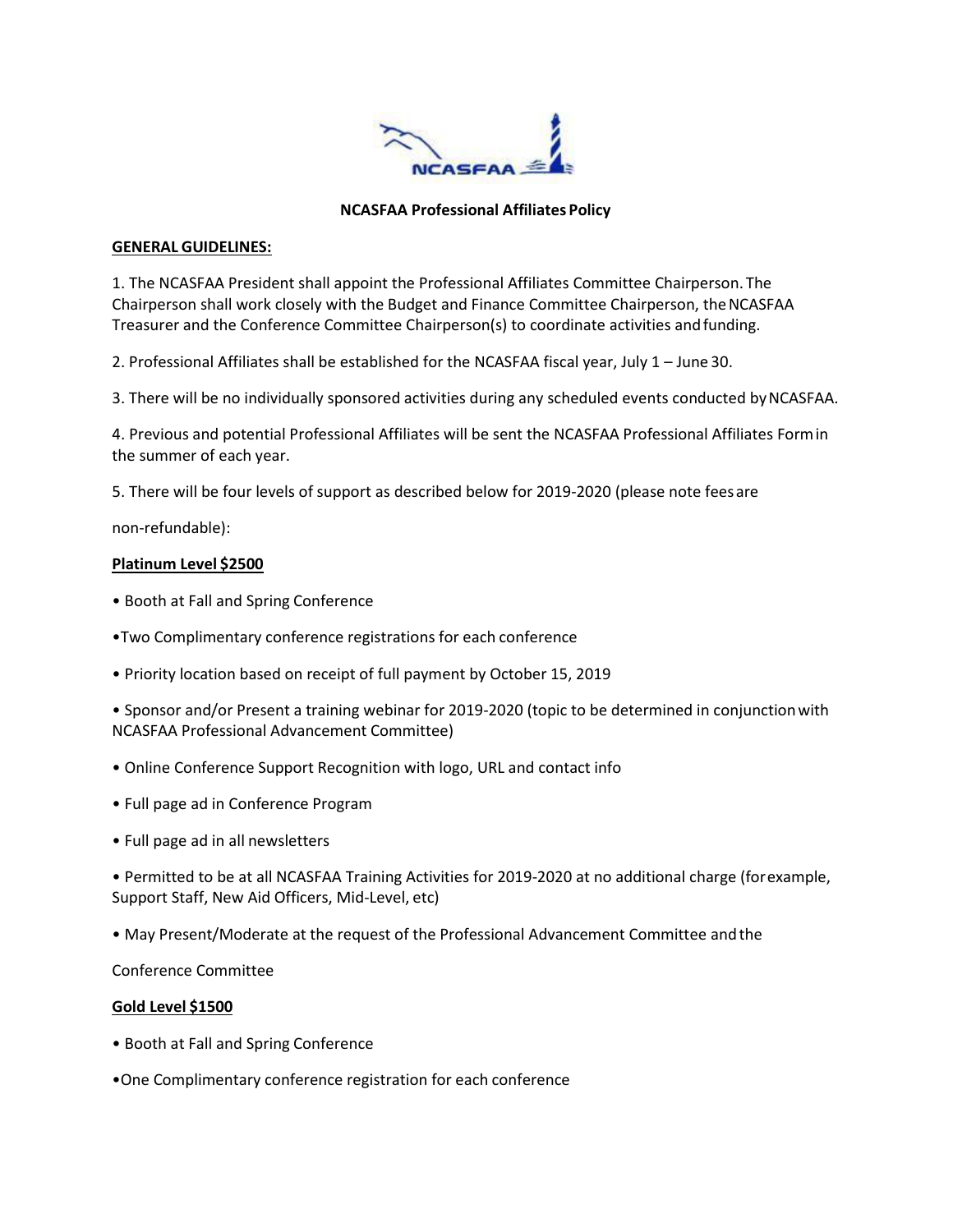# NCASFAA Professional Affiliates Policy

**GENERAL GUIDELINES:**

1. The NCASFAA President shall appoint the Professional Affiliates Committee Chairperson. The Chairperson shall work closely with the Budget and Finance Committee Chairperson, the NCASFAA Treasurer and the Conference Committee Chairperson(s) to coordinate activities and funding.

2. Professional Affiliates shall be established for the NCASFAA fiscal year, July 1 – June 30.

3. There will be no individually sponsored activities during any scheduled events conducted by NCASFAA.

4. Previous and potential Professional Affiliates will be sent the NCASFAA Professional Affiliates Form in the summer of each year.

5. There will be four levels of support as described below for 2019-2020 (please note fees are non-refundable):

**Platinum Level $2500**

- Booth at Fall and Spring Conference
- Two Complimentary conference registrations for each conference
- Priority location based on receipt of full payment by October 15, 2019
- Sponsor and/or Present a training webinar for 2019-2020 (topic to be determined in conjunction with NCASFAA Professional Advancement Committee)
- Online Conference Support Recognition with logo, URL and contact info
- Full page ad in Conference Program
- Full page ad in all newsletters
- Permitted to be at all NCASFAA Training Activities for 2019-2020 at no additional charge (for example, Support Staff, New Aid Officers, Mid-Level, etc)
- May Present/Moderate at the request of the Professional Advancement Committee and the Conference Committee

**Gold Level $1500**

- Booth at Fall and Spring Conference
- One Complimentary conference registration for each conference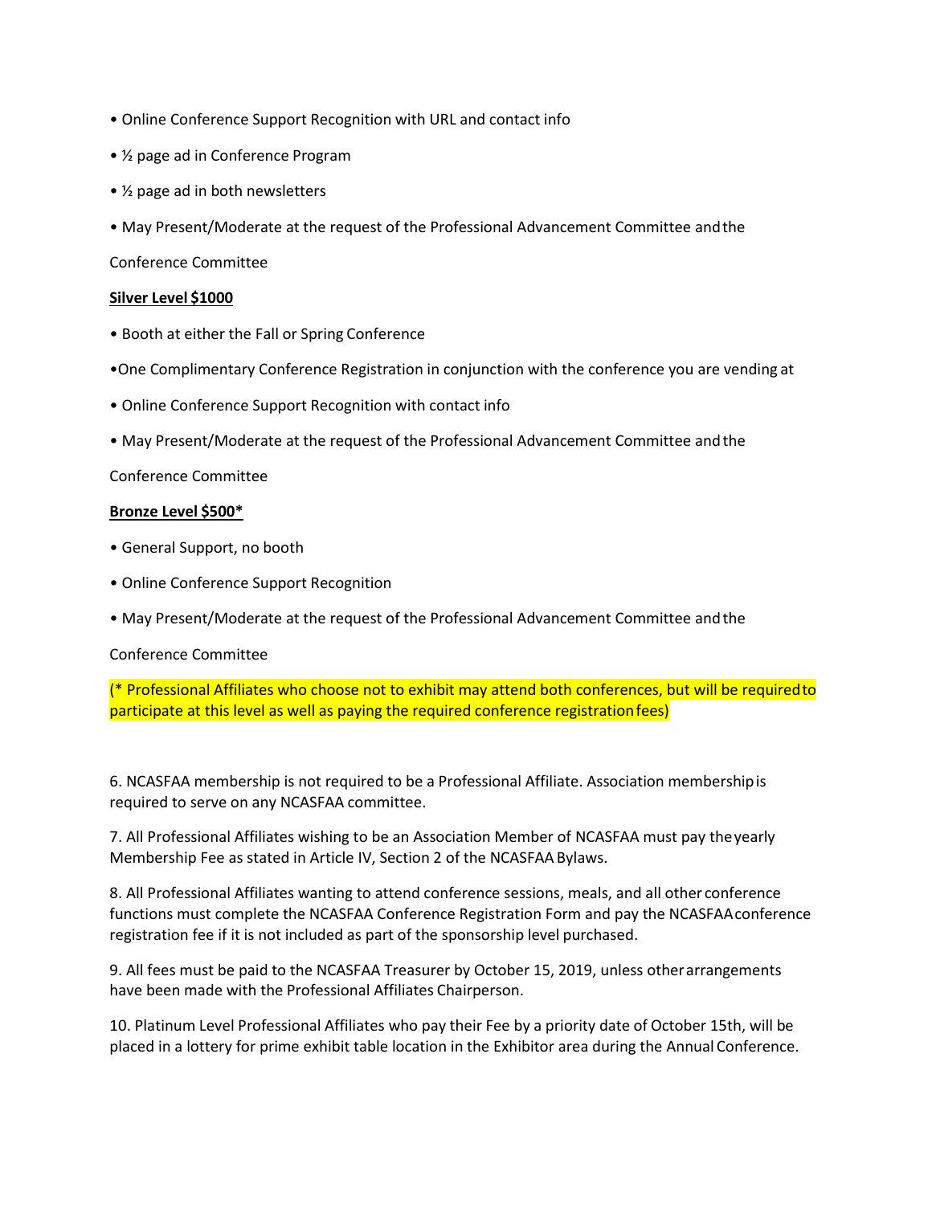- Online Conference Support Recognition with URL and contact info
- ½ page ad in Conference Program
- ½ page ad in both newsletters
- May Present/Moderate at the request of the Professional Advancement Committee and the Conference Committee

**Silver Level $1000**

- Booth at either the Fall or Spring Conference
- One Complimentary Conference Registration in conjunction with the conference you are vending at
- Online Conference Support Recognition with contact info
- May Present/Moderate at the request of the Professional Advancement Committee and the Conference Committee

**Bronze Level $500***

- General Support, no booth
- Online Conference Support Recognition
- May Present/Moderate at the request of the Professional Advancement Committee and the Conference Committee

(* Professional Affiliates who choose not to exhibit may attend both conferences, but will be required to participate at this level as well as paying the required conference registration fees)

6. NCASFAA membership is not required to be a Professional Affiliate. Association membership is required to serve on any NCASFAA committee.

7. All Professional Affiliates wishing to be an Association Member of NCASFAA must pay the yearly Membership Fee as stated in Article IV, Section 2 of the NCASFAA Bylaws.

8. All Professional Affiliates wanting to attend conference sessions, meals, and all other conference functions must complete the NCASFAA Conference Registration Form and pay the NCASFAA conference registration fee if it is not included as part of the sponsorship level purchased.

9. All fees must be paid to the NCASFAA Treasurer by October 15, 2019, unless other arrangements have been made with the Professional Affiliates Chairperson.

10. Platinum Level Professional Affiliates who pay their Fee by a priority date of October 15th, will be placed in a lottery for prime exhibit table location in the Exhibitor area during the Annual Conference.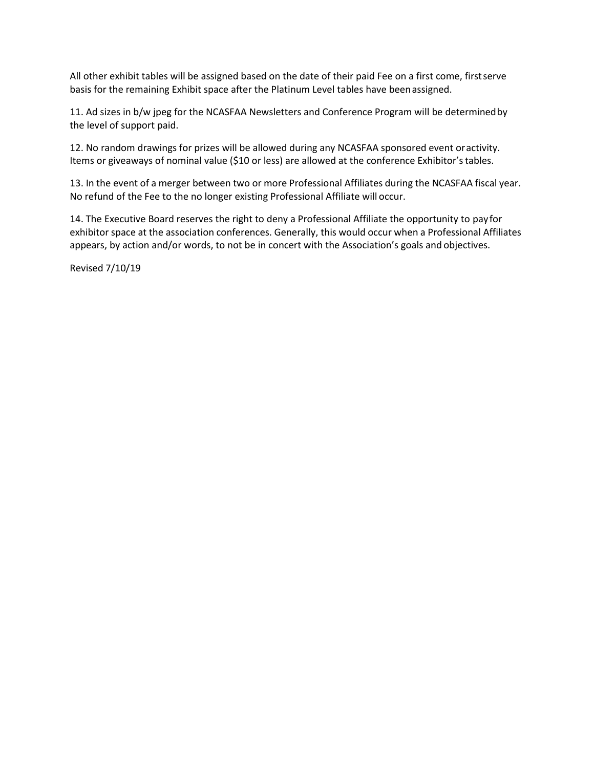All other exhibit tables will be assigned based on the date of their paid Fee on a first come, first serve basis for the remaining Exhibit space after the Platinum Level tables have been assigned.

11. Ad sizes in b/w jpeg for the NCASFAA Newsletters and Conference Program will be determined by the level of support paid.

12. No random drawings for prizes will be allowed during any NCASFAA sponsored event or activity. Items or giveaways of nominal value ($10 or less) are allowed at the conference Exhibitor's tables.

13. In the event of a merger between two or more Professional Affiliates during the NCASFAA fiscal year. No refund of the Fee to the no longer existing Professional Affiliate will occur.

14. The Executive Board reserves the right to deny a Professional Affiliate the opportunity to pay for exhibitor space at the association conferences. Generally, this would occur when a Professional Affiliates appears, by action and/or words, to not be in concert with the Association's goals and objectives.

Revised 7/10/19